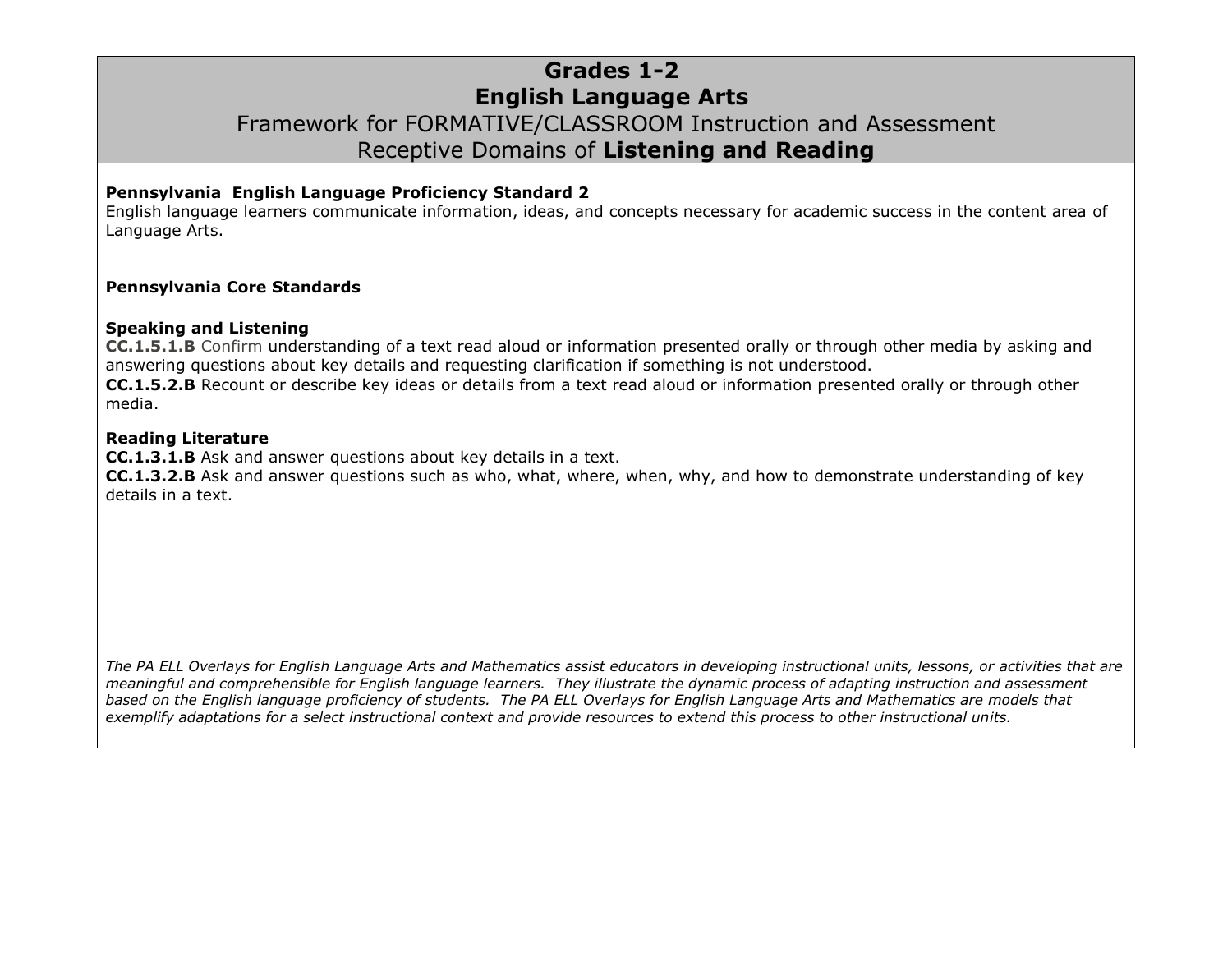# Grades 1-2
# English Language Arts
## Framework for FORMATIVE/CLASSROOM Instruction and Assessment
## Receptive Domains of **Listening and Reading**

**Pennsylvania English Language Proficiency Standard 2**
English language learners communicate information, ideas, and concepts necessary for academic success in the content area of Language Arts.

**Pennsylvania Core Standards**

**Speaking and Listening**
**CC.1.5.1.B** Confirm understanding of a text read aloud or information presented orally or through other media by asking and answering questions about key details and requesting clarification if something is not understood.
**CC.1.5.2.B** Recount or describe key ideas or details from a text read aloud or information presented orally or through other media.

**Reading Literature**
**CC.1.3.1.B** Ask and answer questions about key details in a text.
**CC.1.3.2.B** Ask and answer questions such as who, what, where, when, why, and how to demonstrate understanding of key details in a text.

*The PA ELL Overlays for English Language Arts and Mathematics assist educators in developing instructional units, lessons, or activities that are meaningful and comprehensible for English language learners. They illustrate the dynamic process of adapting instruction and assessment based on the English language proficiency of students. The PA ELL Overlays for English Language Arts and Mathematics are models that exemplify adaptations for a select instructional context and provide resources to extend this process to other instructional units.*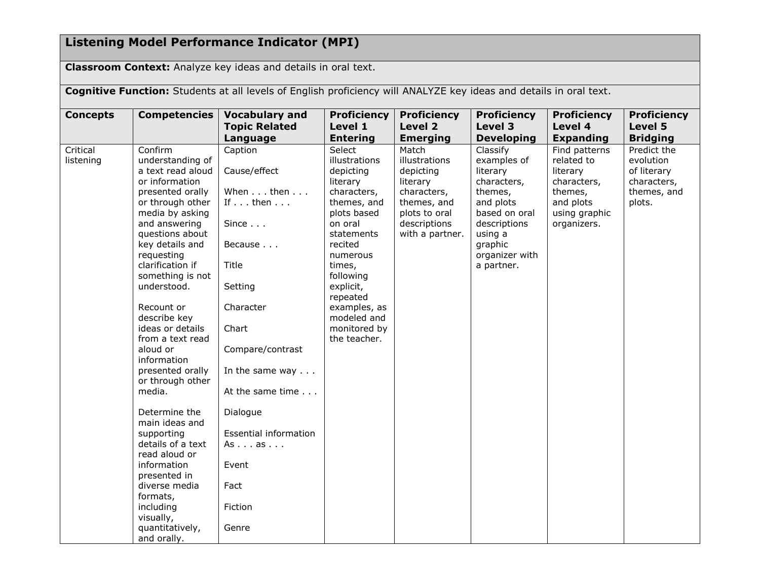## Listening Model Performance Indicator (MPI)

**Classroom Context:** Analyze key ideas and details in oral text.

**Cognitive Function:** Students at all levels of English proficiency will ANALYZE key ideas and details in oral text.

| Concepts | Competencies | Vocabulary and Topic Related Language | Proficiency Level 1 Entering | Proficiency Level 2 Emerging | Proficiency Level 3 Developing | Proficiency Level 4 Expanding | Proficiency Level 5 Bridging |
|---|---|---|---|---|---|---|---|
| Critical listening | Confirm understanding of a text read aloud or information presented orally or through other media by asking and answering questions about key details and requesting clarification if something is not understood.<br><br>Recount or describe key ideas or details from a text read aloud or information presented orally or through other media.<br><br>Determine the main ideas and supporting details of a text read aloud or information presented in diverse media formats, including visually, quantitatively, and orally. | Caption<br><br>Cause/effect<br><br>When . . . then . . .<br>If . . . then . . .<br><br>Since . . .<br><br>Because . . .<br><br>Title<br><br>Setting<br><br>Character<br><br>Chart<br><br>Compare/contrast<br><br>In the same way . . .<br><br>At the same time . . .<br><br>Dialogue<br><br>Essential information<br>As . . . as . . .<br><br>Event<br><br>Fact<br><br>Fiction<br><br>Genre | Select illustrations depicting literary characters, themes, and plots based on oral statements recited numerous times, following explicit, repeated examples, as modeled and monitored by the teacher. | Match illustrations depicting literary characters, themes, and plots to oral descriptions with a partner. | Classify examples of literary characters, themes, and plots based on oral descriptions using a graphic organizer with a partner. | Find patterns related to literary characters, themes, and plots using graphic organizers. | Predict the evolution of literary characters, themes, and plots. |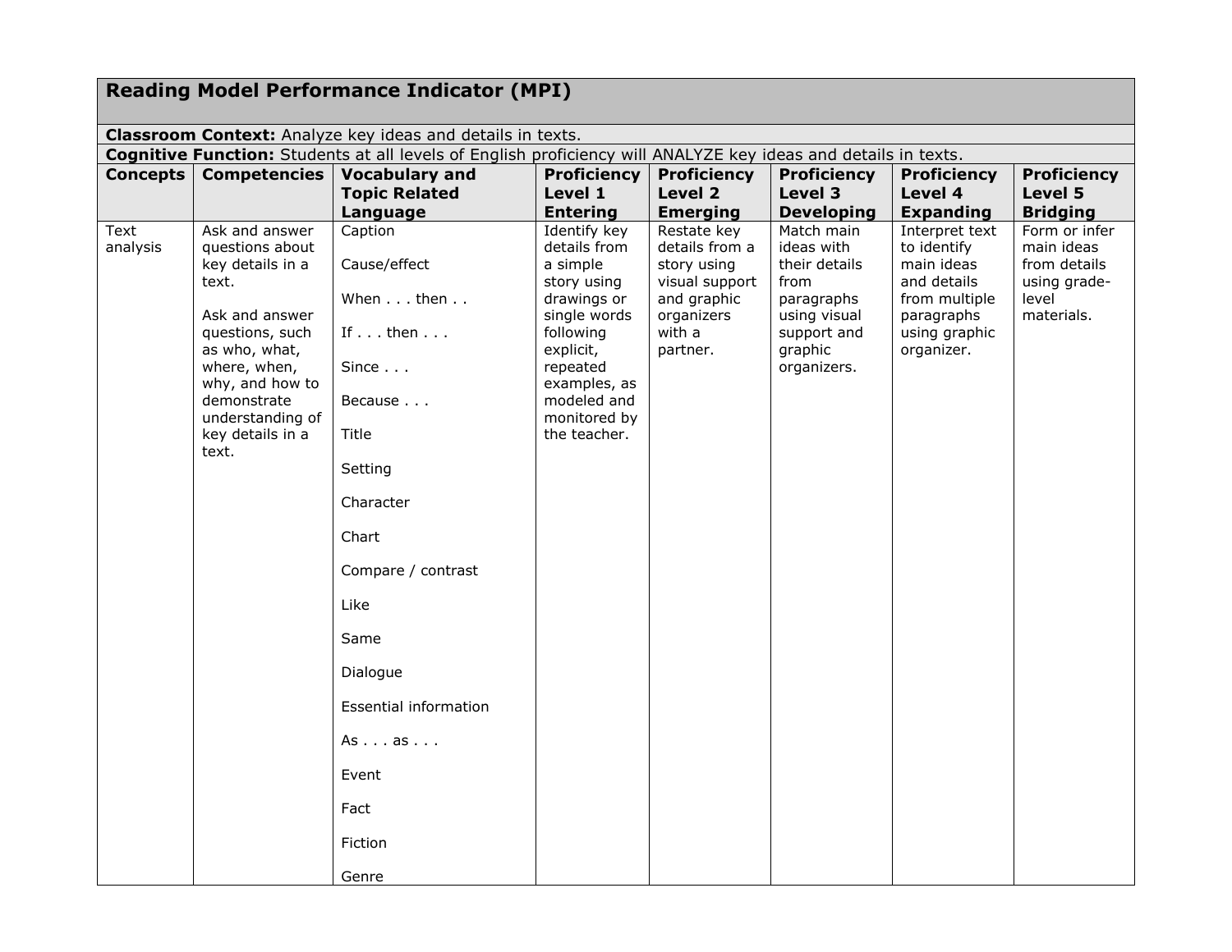# Reading Model Performance Indicator (MPI)

**Classroom Context:** Analyze key ideas and details in texts.

**Cognitive Function:** Students at all levels of English proficiency will ANALYZE key ideas and details in texts.

| Concepts | Competencies | Vocabulary and Topic Related Language | Proficiency Level 1 Entering | Proficiency Level 2 Emerging | Proficiency Level 3 Developing | Proficiency Level 4 Expanding | Proficiency Level 5 Bridging |
|---|---|---|---|---|---|---|---|
| Text analysis | Ask and answer questions about key details in a text.<br><br>Ask and answer questions, such as who, what, where, when, why, and how to demonstrate understanding of key details in a text. | Caption<br><br>Cause/effect<br><br>When . . . then . .<br><br>If . . . then . . .<br><br>Since . . .<br><br>Because . . .<br><br>Title<br><br>Setting<br><br>Character<br><br>Chart<br><br>Compare / contrast<br><br>Like<br><br>Same<br><br>Dialogue<br><br>Essential information<br><br>As . . . as . . .<br><br>Event<br><br>Fact<br><br>Fiction<br><br>Genre | Identify key details from a simple story using drawings or single words following explicit, repeated examples, as modeled and monitored by the teacher. | Restate key details from a story using visual support and graphic organizers with a partner. | Match main ideas with their details from paragraphs using visual support and graphic organizers. | Interpret text to identify main ideas and details from multiple paragraphs using graphic organizer. | Form or infer main ideas from details using grade-level materials. |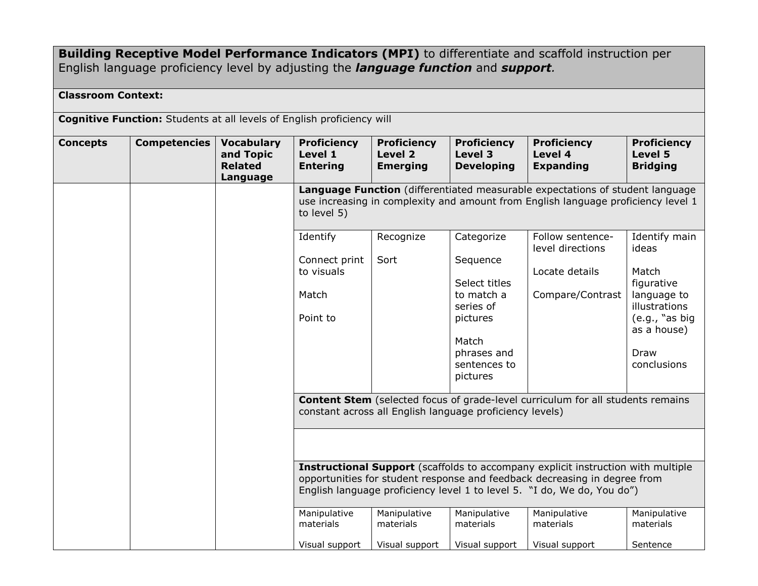| **Building Receptive Model Performance Indicators (MPI)** to differentiate and scaffold instruction per English language proficiency level by adjusting the ***language function*** and ***support.*** | | | | | | | |
|---|---|---|---|---|---|---|---|
| **Classroom Context:** | | | | | | | |
| **Cognitive Function:** Students at all levels of English proficiency will | | | | | | | |
| **Concepts** | **Competencies** | **Vocabulary and Topic Related Language** | **Proficiency Level 1 Entering** | **Proficiency Level 2 Emerging** | **Proficiency Level 3 Developing** | **Proficiency Level 4 Expanding** | **Proficiency Level 5 Bridging** |
| | | | **Language Function** (differentiated measurable expectations of student language use increasing in complexity and amount from English language proficiency level 1 to level 5) | | | | |
| | | | Identify<br><br>Connect print to visuals<br><br>Match<br><br>Point to | Recognize<br><br>Sort | Categorize<br><br>Sequence<br><br>Select titles to match a series of pictures<br><br>Match phrases and sentences to pictures | Follow sentence-level directions<br><br>Locate details<br><br>Compare/Contrast | Identify main ideas<br><br>Match figurative language to illustrations (e.g., "as big as a house)<br><br>Draw conclusions |
| | | | **Content Stem** (selected focus of grade-level curriculum for all students remains constant across all English language proficiency levels) | | | | |
| | | | | | | | |
| | | | **Instructional Support** (scaffolds to accompany explicit instruction with multiple opportunities for student response and feedback decreasing in degree from English language proficiency level 1 to level 5. "I do, We do, You do") | | | | |
| | | | Manipulative materials<br><br>Visual support | Manipulative materials<br><br>Visual support | Manipulative materials<br><br>Visual support | Manipulative materials<br><br>Visual support | Manipulative materials<br><br>Sentence |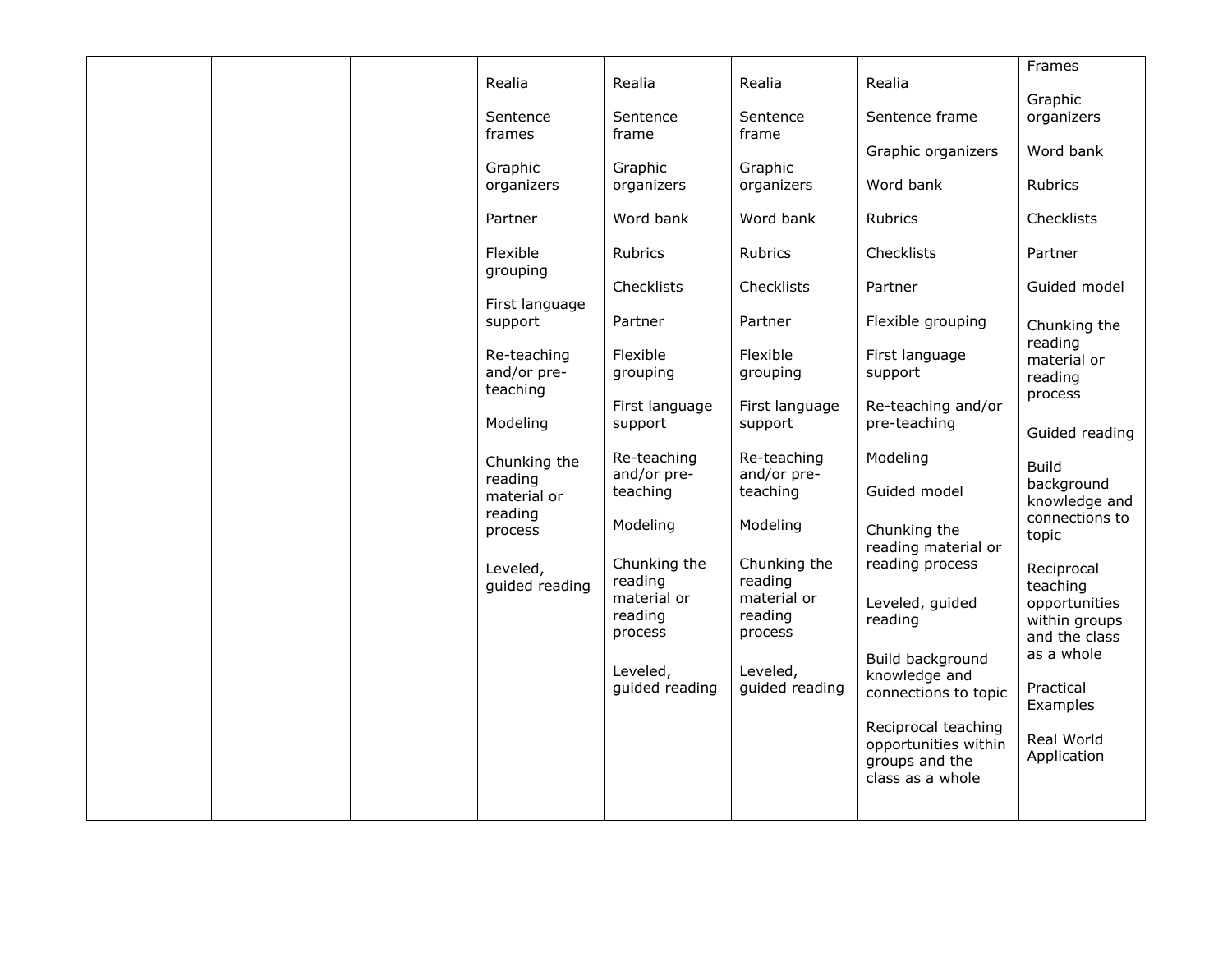| | | | | | | | |
|---|---|---|---|---|---|---|---|
| | | | Realia<br><br>Sentence frames<br><br>Graphic organizers<br><br>Partner<br><br>Flexible grouping<br><br>First language support<br><br>Re-teaching and/or pre-teaching<br><br>Modeling<br><br>Chunking the reading material or reading process<br><br>Leveled, guided reading | Realia<br><br>Sentence frame<br><br>Graphic organizers<br><br>Word bank<br><br>Rubrics<br><br>Checklists<br><br>Partner<br><br>Flexible grouping<br><br>First language support<br><br>Re-teaching and/or pre-teaching<br><br>Modeling<br><br>Chunking the reading material or reading process<br><br>Leveled, guided reading | Realia<br><br>Sentence frame<br><br>Graphic organizers<br><br>Word bank<br><br>Rubrics<br><br>Checklists<br><br>Partner<br><br>Flexible grouping<br><br>First language support<br><br>Re-teaching and/or pre-teaching<br><br>Modeling<br><br>Chunking the reading material or reading process<br><br>Leveled, guided reading | Realia<br><br>Sentence frame<br><br>Graphic organizers<br><br>Word bank<br><br>Rubrics<br><br>Checklists<br><br>Partner<br><br>Flexible grouping<br><br>First language support<br><br>Re-teaching and/or pre-teaching<br><br>Modeling<br><br>Guided model<br><br>Chunking the reading material or reading process<br><br>Leveled, guided reading<br><br>Build background knowledge and connections to topic<br><br>Reciprocal teaching opportunities within groups and the class as a whole | Frames<br><br>Graphic organizers<br><br>Word bank<br><br>Rubrics<br><br>Checklists<br><br>Partner<br><br>Guided model<br><br>Chunking the reading material or reading process<br><br>Guided reading<br><br>Build background knowledge and connections to topic<br><br>Reciprocal teaching opportunities within groups and the class as a whole<br><br>Practical Examples<br><br>Real World Application |